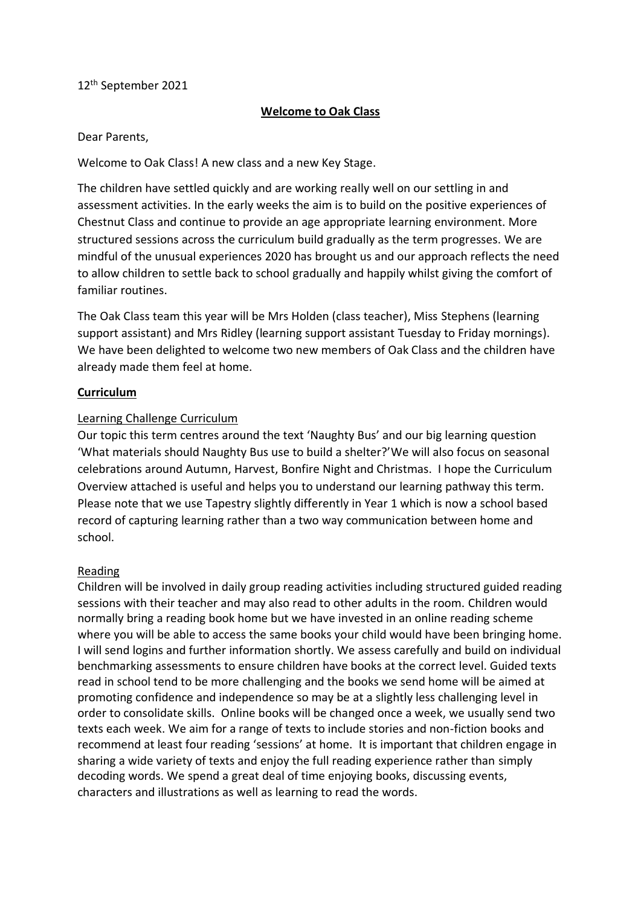12th September 2021

**Welcome to Oak Class**

Dear Parents,

Welcome to Oak Class! A new class and a new Key Stage.

The children have settled quickly and are working really well on our settling in and assessment activities. In the early weeks the aim is to build on the positive experiences of Chestnut Class and continue to provide an age appropriate learning environment. More structured sessions across the curriculum build gradually as the term progresses. We are mindful of the unusual experiences 2020 has brought us and our approach reflects the need to allow children to settle back to school gradually and happily whilst giving the comfort of familiar routines.

The Oak Class team this year will be Mrs Holden (class teacher), Miss Stephens (learning support assistant) and Mrs Ridley (learning support assistant Tuesday to Friday mornings). We have been delighted to welcome two new members of Oak Class and the children have already made them feel at home.

## Curriculum

### Learning Challenge Curriculum

Our topic this term centres around the text 'Naughty Bus' and our big learning question 'What materials should Naughty Bus use to build a shelter?' We will also focus on seasonal celebrations around Autumn, Harvest, Bonfire Night and Christmas. I hope the Curriculum Overview attached is useful and helps you to understand our learning pathway this term. Please note that we use Tapestry slightly differently in Year 1 which is now a school based record of capturing learning rather than a two way communication between home and school.

### Reading

Children will be involved in daily group reading activities including structured guided reading sessions with their teacher and may also read to other adults in the room. Children would normally bring a reading book home but we have invested in an online reading scheme where you will be able to access the same books your child would have been bringing home. I will send logins and further information shortly. We assess carefully and build on individual benchmarking assessments to ensure children have books at the correct level. Guided texts read in school tend to be more challenging and the books we send home will be aimed at promoting confidence and independence so may be at a slightly less challenging level in order to consolidate skills. Online books will be changed once a week, we usually send two texts each week. We aim for a range of texts to include stories and non-fiction books and recommend at least four reading 'sessions' at home. It is important that children engage in sharing a wide variety of texts and enjoy the full reading experience rather than simply decoding words. We spend a great deal of time enjoying books, discussing events, characters and illustrations as well as learning to read the words.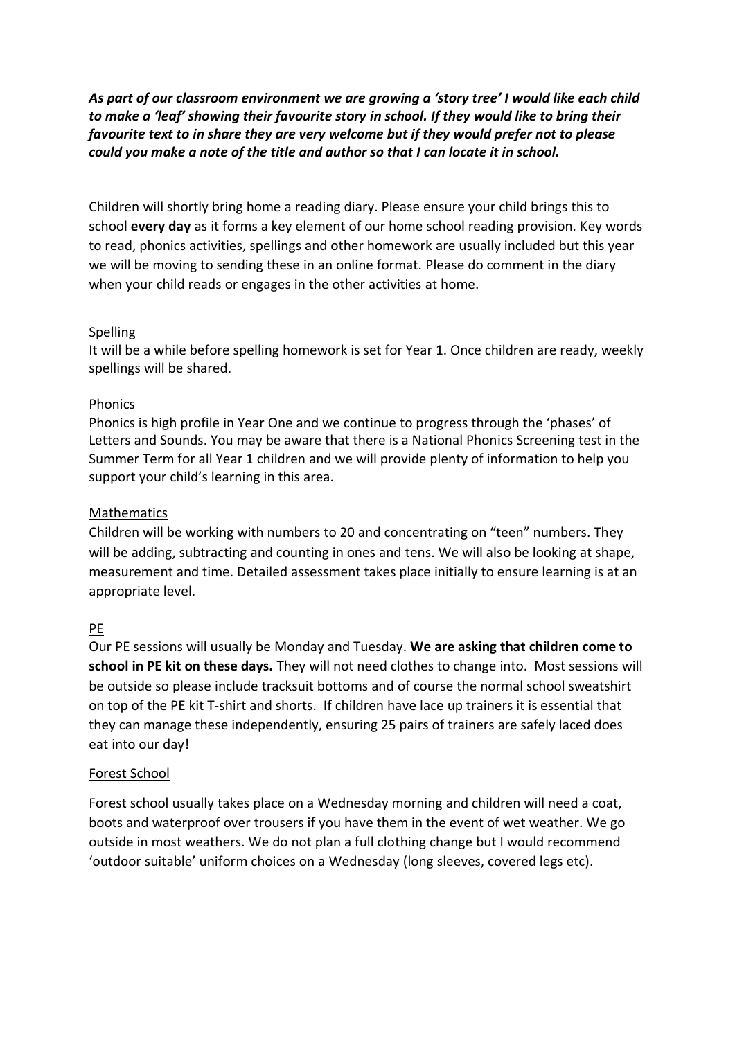***As part of our classroom environment we are growing a 'story tree' I would like each child to make a 'leaf' showing their favourite story in school. If they would like to bring their favourite text to in share they are very welcome but if they would prefer not to please could you make a note of the title and author so that I can locate it in school.***

Children will shortly bring home a reading diary. Please ensure your child brings this to school <u>**every day**</u> as it forms a key element of our home school reading provision. Key words to read, phonics activities, spellings and other homework are usually included but this year we will be moving to sending these in an online format. Please do comment in the diary when your child reads or engages in the other activities at home.

<u>Spelling</u>

It will be a while before spelling homework is set for Year 1. Once children are ready, weekly spellings will be shared.

<u>Phonics</u>

Phonics is high profile in Year One and we continue to progress through the 'phases' of Letters and Sounds. You may be aware that there is a National Phonics Screening test in the Summer Term for all Year 1 children and we will provide plenty of information to help you support your child's learning in this area.

<u>Mathematics</u>

Children will be working with numbers to 20 and concentrating on "teen" numbers. They will be adding, subtracting and counting in ones and tens. We will also be looking at shape, measurement and time. Detailed assessment takes place initially to ensure learning is at an appropriate level.

<u>PE</u>

Our PE sessions will usually be Monday and Tuesday. **We are asking that children come to school in PE kit on these days.** They will not need clothes to change into. Most sessions will be outside so please include tracksuit bottoms and of course the normal school sweatshirt on top of the PE kit T-shirt and shorts. If children have lace up trainers it is essential that they can manage these independently, ensuring 25 pairs of trainers are safely laced does eat into our day!

<u>Forest School</u>

Forest school usually takes place on a Wednesday morning and children will need a coat, boots and waterproof over trousers if you have them in the event of wet weather. We go outside in most weathers. We do not plan a full clothing change but I would recommend 'outdoor suitable' uniform choices on a Wednesday (long sleeves, covered legs etc).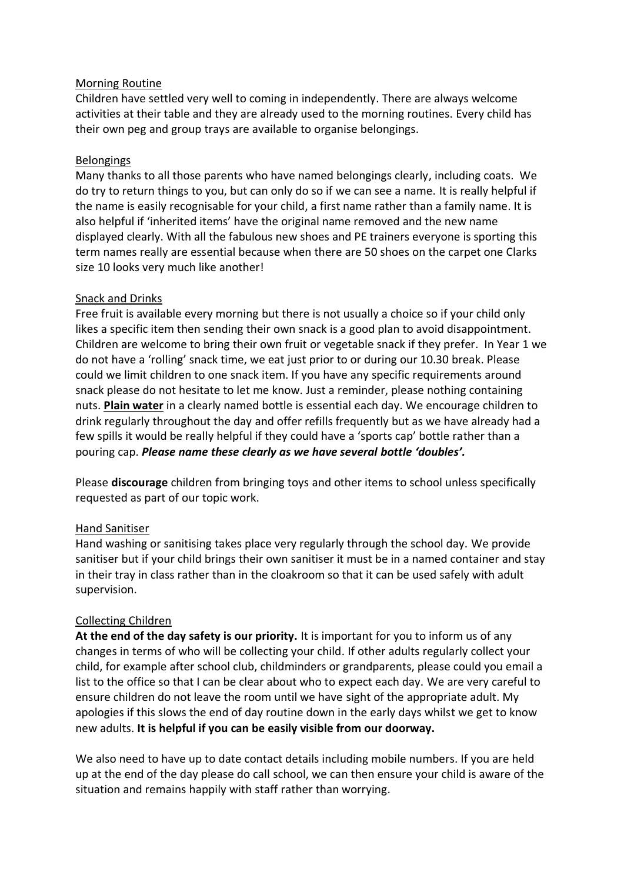## Morning Routine

Children have settled very well to coming in independently. There are always welcome activities at their table and they are already used to the morning routines. Every child has their own peg and group trays are available to organise belongings.

## Belongings

Many thanks to all those parents who have named belongings clearly, including coats. We do try to return things to you, but can only do so if we can see a name. It is really helpful if the name is easily recognisable for your child, a first name rather than a family name. It is also helpful if 'inherited items' have the original name removed and the new name displayed clearly. With all the fabulous new shoes and PE trainers everyone is sporting this term names really are essential because when there are 50 shoes on the carpet one Clarks size 10 looks very much like another!

## Snack and Drinks

Free fruit is available every morning but there is not usually a choice so if your child only likes a specific item then sending their own snack is a good plan to avoid disappointment. Children are welcome to bring their own fruit or vegetable snack if they prefer. In Year 1 we do not have a 'rolling' snack time, we eat just prior to or during our 10.30 break. Please could we limit children to one snack item. If you have any specific requirements around snack please do not hesitate to let me know. Just a reminder, please nothing containing nuts. **Plain water** in a clearly named bottle is essential each day. We encourage children to drink regularly throughout the day and offer refills frequently but as we have already had a few spills it would be really helpful if they could have a 'sports cap' bottle rather than a pouring cap. ***Please name these clearly as we have several bottle 'doubles'.***

Please **discourage** children from bringing toys and other items to school unless specifically requested as part of our topic work.

## Hand Sanitiser

Hand washing or sanitising takes place very regularly through the school day. We provide sanitiser but if your child brings their own sanitiser it must be in a named container and stay in their tray in class rather than in the cloakroom so that it can be used safely with adult supervision.

## Collecting Children

**At the end of the day safety is our priority.** It is important for you to inform us of any changes in terms of who will be collecting your child. If other adults regularly collect your child, for example after school club, childminders or grandparents, please could you email a list to the office so that I can be clear about who to expect each day. We are very careful to ensure children do not leave the room until we have sight of the appropriate adult. My apologies if this slows the end of day routine down in the early days whilst we get to know new adults. **It is helpful if you can be easily visible from our doorway.**

We also need to have up to date contact details including mobile numbers. If you are held up at the end of the day please do call school, we can then ensure your child is aware of the situation and remains happily with staff rather than worrying.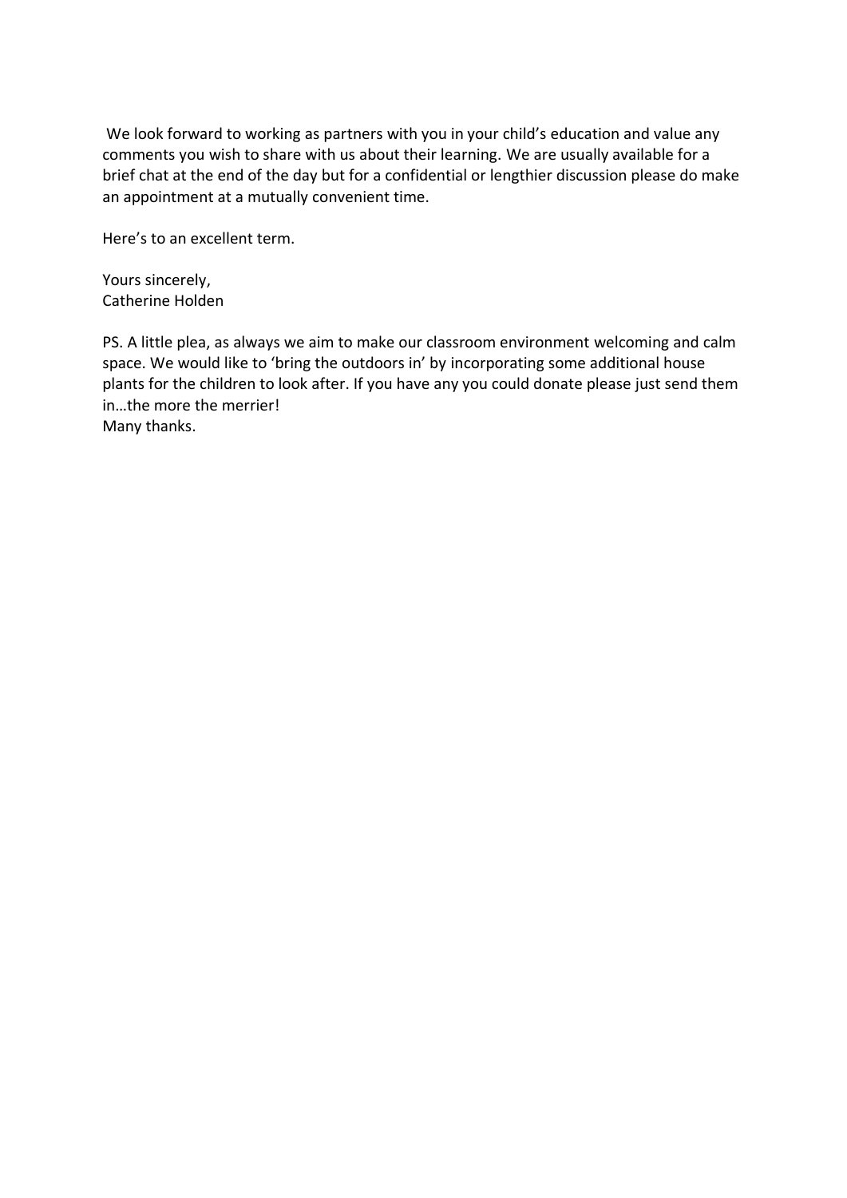We look forward to working as partners with you in your child's education and value any comments you wish to share with us about their learning. We are usually available for a brief chat at the end of the day but for a confidential or lengthier discussion please do make an appointment at a mutually convenient time.

Here's to an excellent term.

Yours sincerely,
Catherine Holden

PS. A little plea, as always we aim to make our classroom environment welcoming and calm space. We would like to 'bring the outdoors in' by incorporating some additional house plants for the children to look after. If you have any you could donate please just send them in…the more the merrier!
Many thanks.